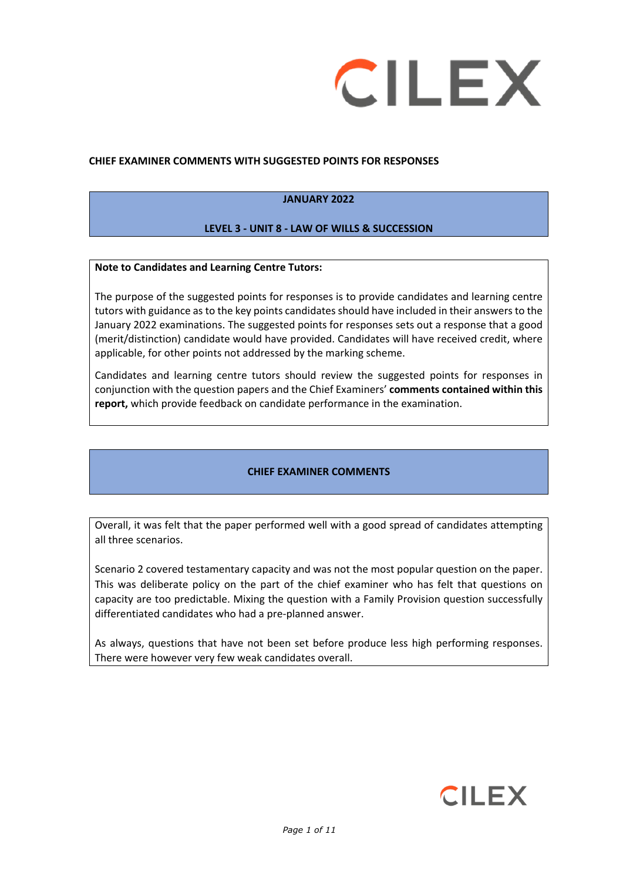**CHIEF EXAMINER COMMENTS WITH SUGGESTED POINTS FOR RESPONSES**

## JANUARY 2022

## LEVEL 3 - UNIT 8 - LAW OF WILLS & SUCCESSION

**Note to Candidates and Learning Centre Tutors:**

The purpose of the suggested points for responses is to provide candidates and learning centre tutors with guidance as to the key points candidates should have included in their answers to the January 2022 examinations. The suggested points for responses sets out a response that a good (merit/distinction) candidate would have provided. Candidates will have received credit, where applicable, for other points not addressed by the marking scheme.

Candidates and learning centre tutors should review the suggested points for responses in conjunction with the question papers and the Chief Examiners' **comments contained within this report,** which provide feedback on candidate performance in the examination.

## CHIEF EXAMINER COMMENTS

Overall, it was felt that the paper performed well with a good spread of candidates attempting all three scenarios.

Scenario 2 covered testamentary capacity and was not the most popular question on the paper. This was deliberate policy on the part of the chief examiner who has felt that questions on capacity are too predictable. Mixing the question with a Family Provision question successfully differentiated candidates who had a pre-planned answer.

As always, questions that have not been set before produce less high performing responses. There were however very few weak candidates overall.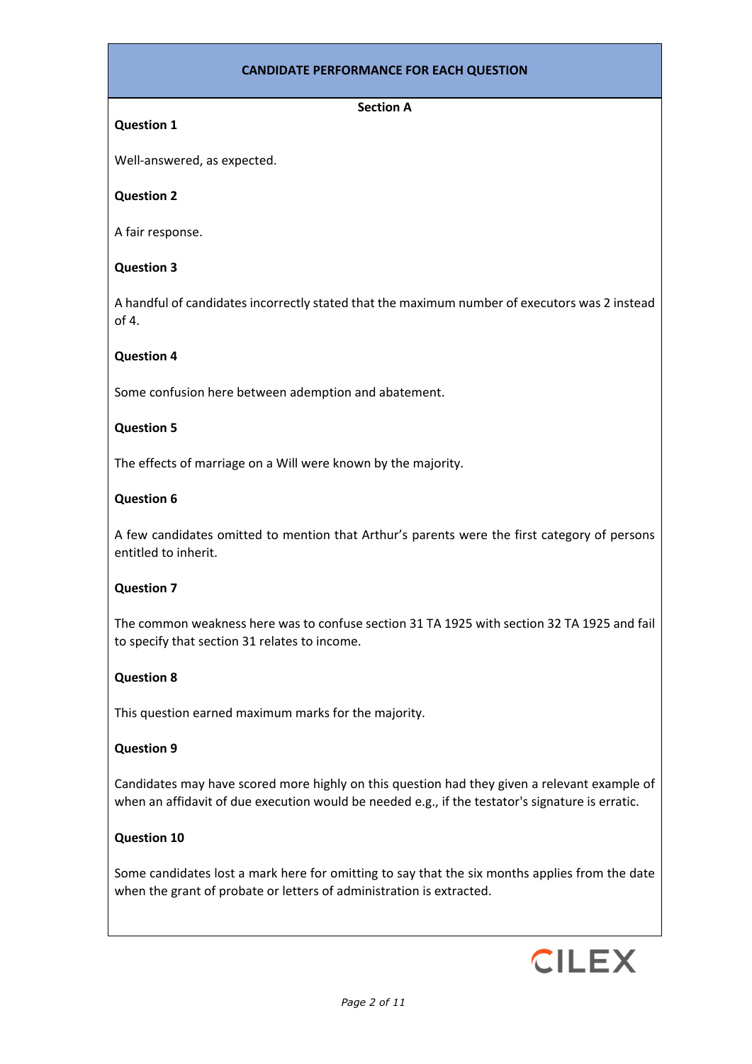## CANDIDATE PERFORMANCE FOR EACH QUESTION

### Section A

**Question 1**

Well-answered, as expected.

**Question 2**

A fair response.

**Question 3**

A handful of candidates incorrectly stated that the maximum number of executors was 2 instead of 4.

**Question 4**

Some confusion here between ademption and abatement.

**Question 5**

The effects of marriage on a Will were known by the majority.

**Question 6**

A few candidates omitted to mention that Arthur's parents were the first category of persons entitled to inherit.

**Question 7**

The common weakness here was to confuse section 31 TA 1925 with section 32 TA 1925 and fail to specify that section 31 relates to income.

**Question 8**

This question earned maximum marks for the majority.

**Question 9**

Candidates may have scored more highly on this question had they given a relevant example of when an affidavit of due execution would be needed e.g., if the testator's signature is erratic.

**Question 10**

Some candidates lost a mark here for omitting to say that the six months applies from the date when the grant of probate or letters of administration is extracted.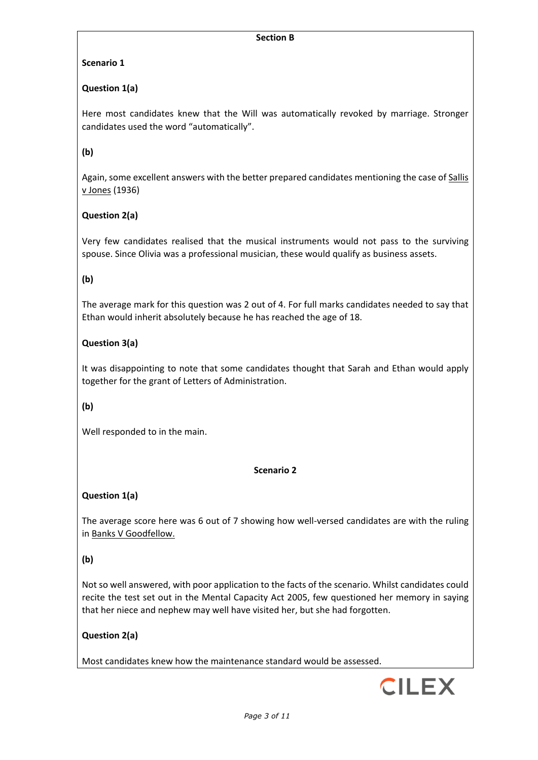## Section B

### Scenario 1

**Question 1(a)**

Here most candidates knew that the Will was automatically revoked by marriage. Stronger candidates used the word "automatically".

**(b)**

Again, some excellent answers with the better prepared candidates mentioning the case of Sallis v Jones (1936)

**Question 2(a)**

Very few candidates realised that the musical instruments would not pass to the surviving spouse. Since Olivia was a professional musician, these would qualify as business assets.

**(b)**

The average mark for this question was 2 out of 4. For full marks candidates needed to say that Ethan would inherit absolutely because he has reached the age of 18.

**Question 3(a)**

It was disappointing to note that some candidates thought that Sarah and Ethan would apply together for the grant of Letters of Administration.

**(b)**

Well responded to in the main.

### Scenario 2

**Question 1(a)**

The average score here was 6 out of 7 showing how well-versed candidates are with the ruling in Banks V Goodfellow.

**(b)**

Not so well answered, with poor application to the facts of the scenario. Whilst candidates could recite the test set out in the Mental Capacity Act 2005, few questioned her memory in saying that her niece and nephew may well have visited her, but she had forgotten.

**Question 2(a)**

Most candidates knew how the maintenance standard would be assessed.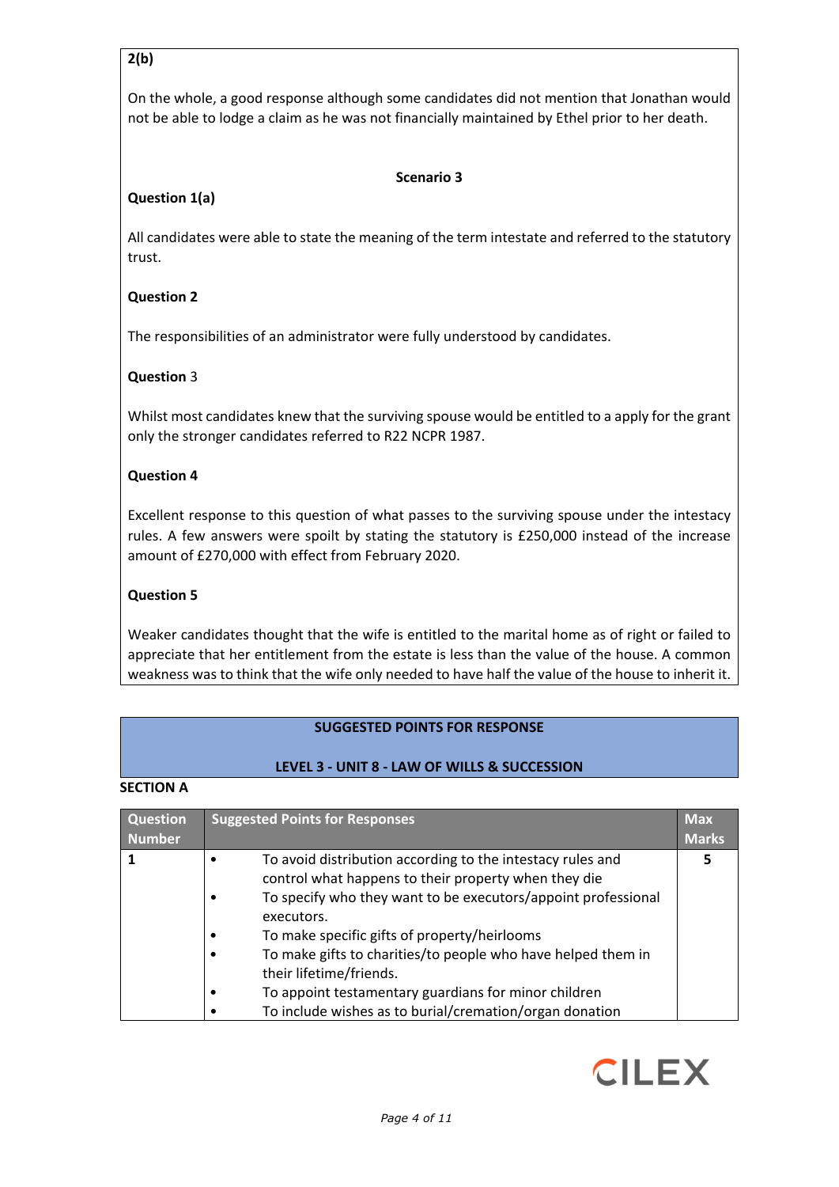**2(b)**

On the whole, a good response although some candidates did not mention that Jonathan would not be able to lodge a claim as he was not financially maintained by Ethel prior to her death.

**Scenario 3**

**Question 1(a)**

All candidates were able to state the meaning of the term intestate and referred to the statutory trust.

**Question 2**

The responsibilities of an administrator were fully understood by candidates.

**Question** 3

Whilst most candidates knew that the surviving spouse would be entitled to a apply for the grant only the stronger candidates referred to R22 NCPR 1987.

**Question 4**

Excellent response to this question of what passes to the surviving spouse under the intestacy rules. A few answers were spoilt by stating the statutory is £250,000 instead of the increase amount of £270,000 with effect from February 2020.

**Question 5**

Weaker candidates thought that the wife is entitled to the marital home as of right or failed to appreciate that her entitlement from the estate is less than the value of the house. A common weakness was to think that the wife only needed to have half the value of the house to inherit it.

## SUGGESTED POINTS FOR RESPONSE

## LEVEL 3 - UNIT 8 - LAW OF WILLS & SUCCESSION

**SECTION A**

| Question Number | Suggested Points for Responses | Max Marks |
|---|---|---|
| **1** | • To avoid distribution according to the intestacy rules and control what happens to their property when they die<br>• To specify who they want to be executors/appoint professional executors.<br>• To make specific gifts of property/heirlooms<br>• To make gifts to charities/to people who have helped them in their lifetime/friends.<br>• To appoint testamentary guardians for minor children<br>• To include wishes as to burial/cremation/organ donation | **5** |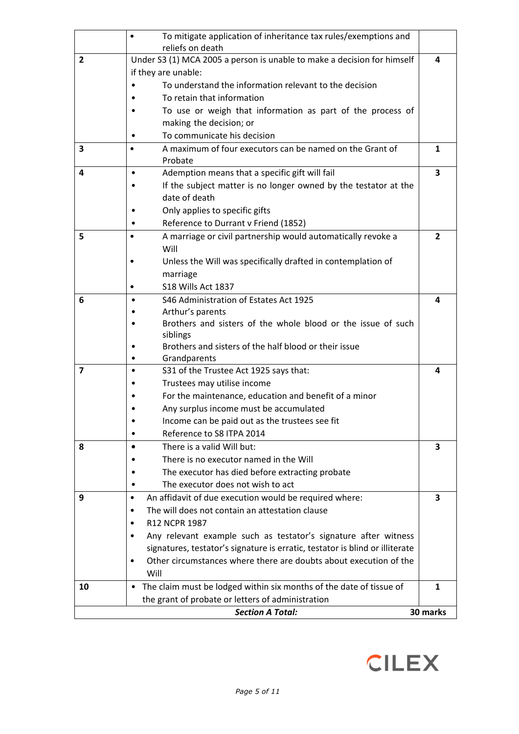| | | |
|---|---|---|
| | • To mitigate application of inheritance tax rules/exemptions and reliefs on death | |
| **2** | Under S3 (1) MCA 2005 a person is unable to make a decision for himself if they are unable:<br>• To understand the information relevant to the decision<br>• To retain that information<br>• To use or weigh that information as part of the process of making the decision; or<br>• To communicate his decision | **4** |
| **3** | • A maximum of four executors can be named on the Grant of Probate | **1** |
| **4** | • Ademption means that a specific gift will fail<br>• If the subject matter is no longer owned by the testator at the date of death<br>• Only applies to specific gifts<br>• Reference to Durrant v Friend (1852) | **3** |
| **5** | • A marriage or civil partnership would automatically revoke a Will<br>• Unless the Will was specifically drafted in contemplation of marriage<br>• S18 Wills Act 1837 | **2** |
| **6** | • S46 Administration of Estates Act 1925<br>• Arthur's parents<br>• Brothers and sisters of the whole blood or the issue of such siblings<br>• Brothers and sisters of the half blood or their issue<br>• Grandparents | **4** |
| **7** | • S31 of the Trustee Act 1925 says that:<br>• Trustees may utilise income<br>• For the maintenance, education and benefit of a minor<br>• Any surplus income must be accumulated<br>• Income can be paid out as the trustees see fit<br>• Reference to S8 ITPA 2014 | **4** |
| **8** | • There is a valid Will but:<br>• There is no executor named in the Will<br>• The executor has died before extracting probate<br>• The executor does not wish to act | **3** |
| **9** | • An affidavit of due execution would be required where:<br>• The will does not contain an attestation clause<br>• R12 NCPR 1987<br>• Any relevant example such as testator's signature after witness signatures, testator's signature is erratic, testator is blind or illiterate<br>• Other circumstances where there are doubts about execution of the Will | **3** |
| **10** | • The claim must be lodged within six months of the date of tissue of the grant of probate or letters of administration | **1** |
| | ***Section A Total:*** | **30 marks** |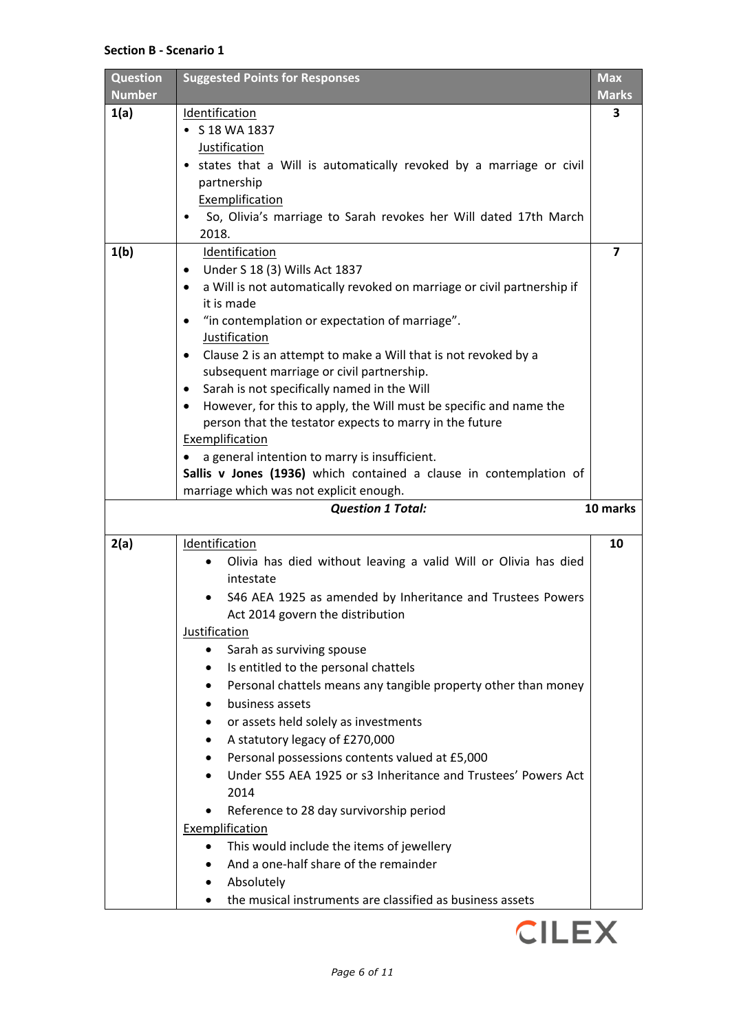**Section B - Scenario 1**

| Question Number | Suggested Points for Responses | Max Marks |
|---|---|---|
| 1(a) | <u>Identification</u><br>• S 18 WA 1837<br><u>Justification</u><br>• states that a Will is automatically revoked by a marriage or civil partnership<br><u>Exemplification</u><br>• So, Olivia's marriage to Sarah revokes her Will dated 17th March 2018. | 3 |
| 1(b) | <u>Identification</u><br>• Under S 18 (3) Wills Act 1837<br>• a Will is not automatically revoked on marriage or civil partnership if it is made<br>• "in contemplation or expectation of marriage".<br><u>Justification</u><br>• Clause 2 is an attempt to make a Will that is not revoked by a subsequent marriage or civil partnership.<br>• Sarah is not specifically named in the Will<br>• However, for this to apply, the Will must be specific and name the person that the testator expects to marry in the future<br><u>Exemplification</u><br>• a general intention to marry is insufficient.<br>**Sallis v Jones (1936)** which contained a clause in contemplation of marriage which was not explicit enough. | 7 |
| | ***Question 1 Total:*** | **10 marks** |
| 2(a) | <u>Identification</u><br>• Olivia has died without leaving a valid Will or Olivia has died intestate<br>• S46 AEA 1925 as amended by Inheritance and Trustees Powers Act 2014 govern the distribution<br><u>Justification</u><br>• Sarah as surviving spouse<br>• Is entitled to the personal chattels<br>• Personal chattels means any tangible property other than money<br>• business assets<br>• or assets held solely as investments<br>• A statutory legacy of £270,000<br>• Personal possessions contents valued at £5,000<br>• Under S55 AEA 1925 or s3 Inheritance and Trustees' Powers Act 2014<br>• Reference to 28 day survivorship period<br><u>Exemplification</u><br>• This would include the items of jewellery<br>• And a one-half share of the remainder<br>• Absolutely<br>• the musical instruments are classified as business assets | 10 |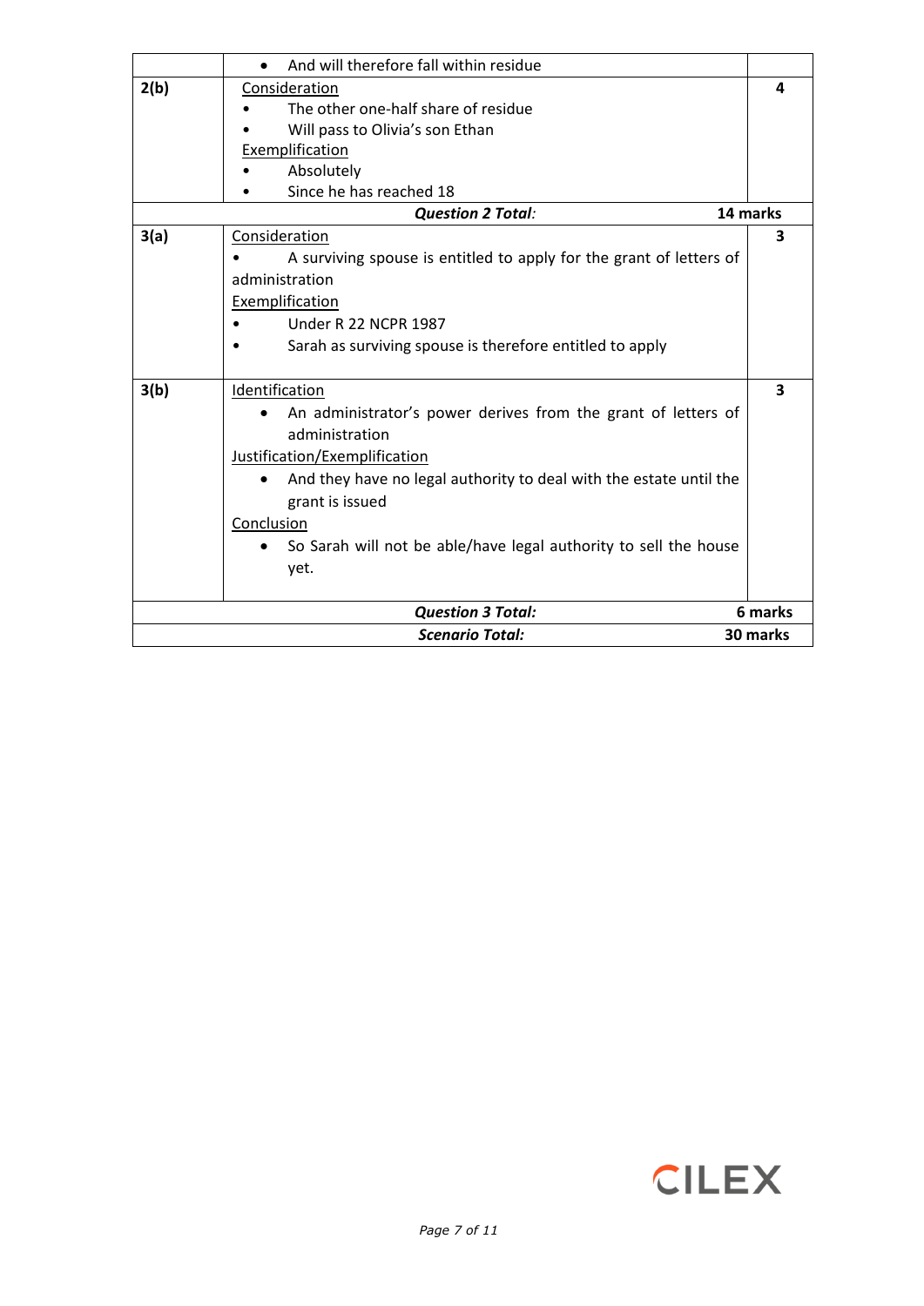| | | |
|---|---|---|
| | • And will therefore fall within residue | |
| **2(b)** | Consideration<br>• The other one-half share of residue<br>• Will pass to Olivia's son Ethan<br>Exemplification<br>• Absolutely<br>• Since he has reached 18 | **4** |
| | ***Question 2 Total:*** | **14 marks** |
| **3(a)** | Consideration<br>• A surviving spouse is entitled to apply for the grant of letters of administration<br>Exemplification<br>• Under R 22 NCPR 1987<br>• Sarah as surviving spouse is therefore entitled to apply | **3** |
| **3(b)** | Identification<br>• An administrator's power derives from the grant of letters of administration<br>Justification/Exemplification<br>• And they have no legal authority to deal with the estate until the grant is issued<br>Conclusion<br>• So Sarah will not be able/have legal authority to sell the house yet. | **3** |
| | ***Question 3 Total:*** | **6 marks** |
| | ***Scenario Total:*** | **30 marks** |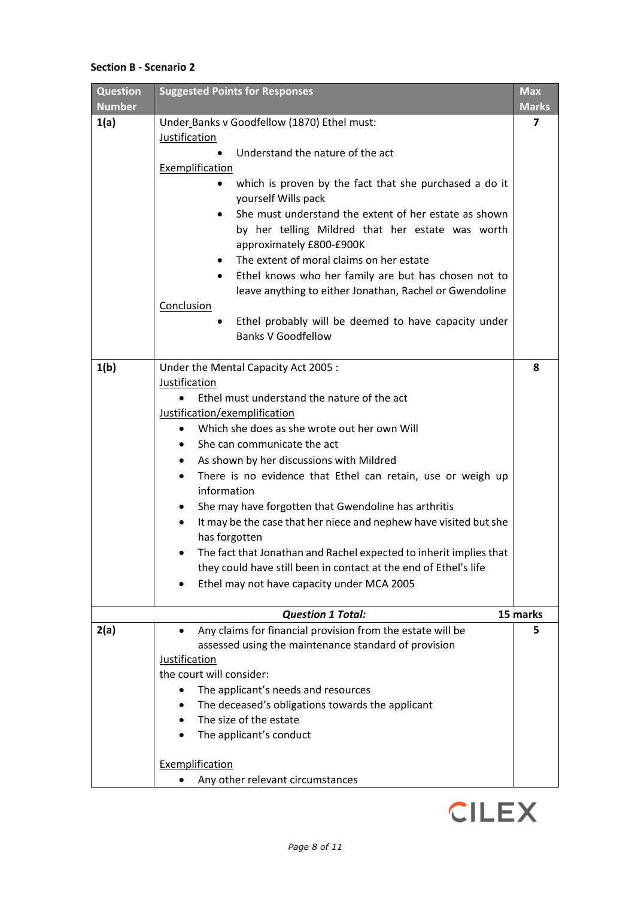**Section B - Scenario 2**

| Question Number | Suggested Points for Responses | Max Marks |
|---|---|---|
| **1(a)** | Under Banks v Goodfellow (1870) Ethel must:<br>Justification<br>• Understand the nature of the act<br>Exemplification<br>• which is proven by the fact that she purchased a do it yourself Wills pack<br>• She must understand the extent of her estate as shown by her telling Mildred that her estate was worth approximately £800-£900K<br>• The extent of moral claims on her estate<br>• Ethel knows who her family are but has chosen not to leave anything to either Jonathan, Rachel or Gwendoline<br>Conclusion<br>• Ethel probably will be deemed to have capacity under Banks V Goodfellow | **7** |
| **1(b)** | Under the Mental Capacity Act 2005 :<br>Justification<br>• Ethel must understand the nature of the act<br>Justification/exemplification<br>• Which she does as she wrote out her own Will<br>• She can communicate the act<br>• As shown by her discussions with Mildred<br>• There is no evidence that Ethel can retain, use or weigh up information<br>• She may have forgotten that Gwendoline has arthritis<br>• It may be the case that her niece and nephew have visited but she has forgotten<br>• The fact that Jonathan and Rachel expected to inherit implies that they could have still been in contact at the end of Ethel's life<br>• Ethel may not have capacity under MCA 2005 | **8** |
| | ***Question 1 Total:*** | **15 marks** |
| **2(a)** | • Any claims for financial provision from the estate will be assessed using the maintenance standard of provision<br>Justification<br>the court will consider:<br>• The applicant's needs and resources<br>• The deceased's obligations towards the applicant<br>• The size of the estate<br>• The applicant's conduct<br><br>Exemplification<br>• Any other relevant circumstances | **5** |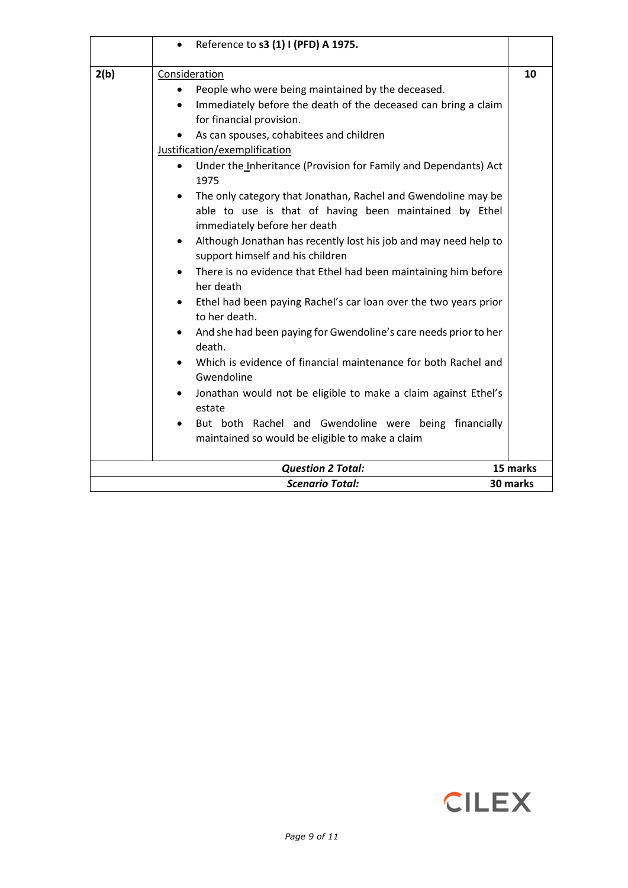| | | |
|---|---|---|
| | • Reference to **s3 (1) I (PFD) A 1975.** | |
| **2(b)** | Consideration<br>• People who were being maintained by the deceased.<br>• Immediately before the death of the deceased can bring a claim for financial provision.<br>• As can spouses, cohabitees and children<br>Justification/exemplification<br>• Under the Inheritance (Provision for Family and Dependants) Act 1975<br>• The only category that Jonathan, Rachel and Gwendoline may be able to use is that of having been maintained by Ethel immediately before her death<br>• Although Jonathan has recently lost his job and may need help to support himself and his children<br>• There is no evidence that Ethel had been maintaining him before her death<br>• Ethel had been paying Rachel's car loan over the two years prior to her death.<br>• And she had been paying for Gwendoline's care needs prior to her death.<br>• Which is evidence of financial maintenance for both Rachel and Gwendoline<br>• Jonathan would not be eligible to make a claim against Ethel's estate<br>• But both Rachel and Gwendoline were being financially maintained so would be eligible to make a claim | **10** |
| | ***Question 2 Total:*** | **15 marks** |
| | ***Scenario Total:*** | **30 marks** |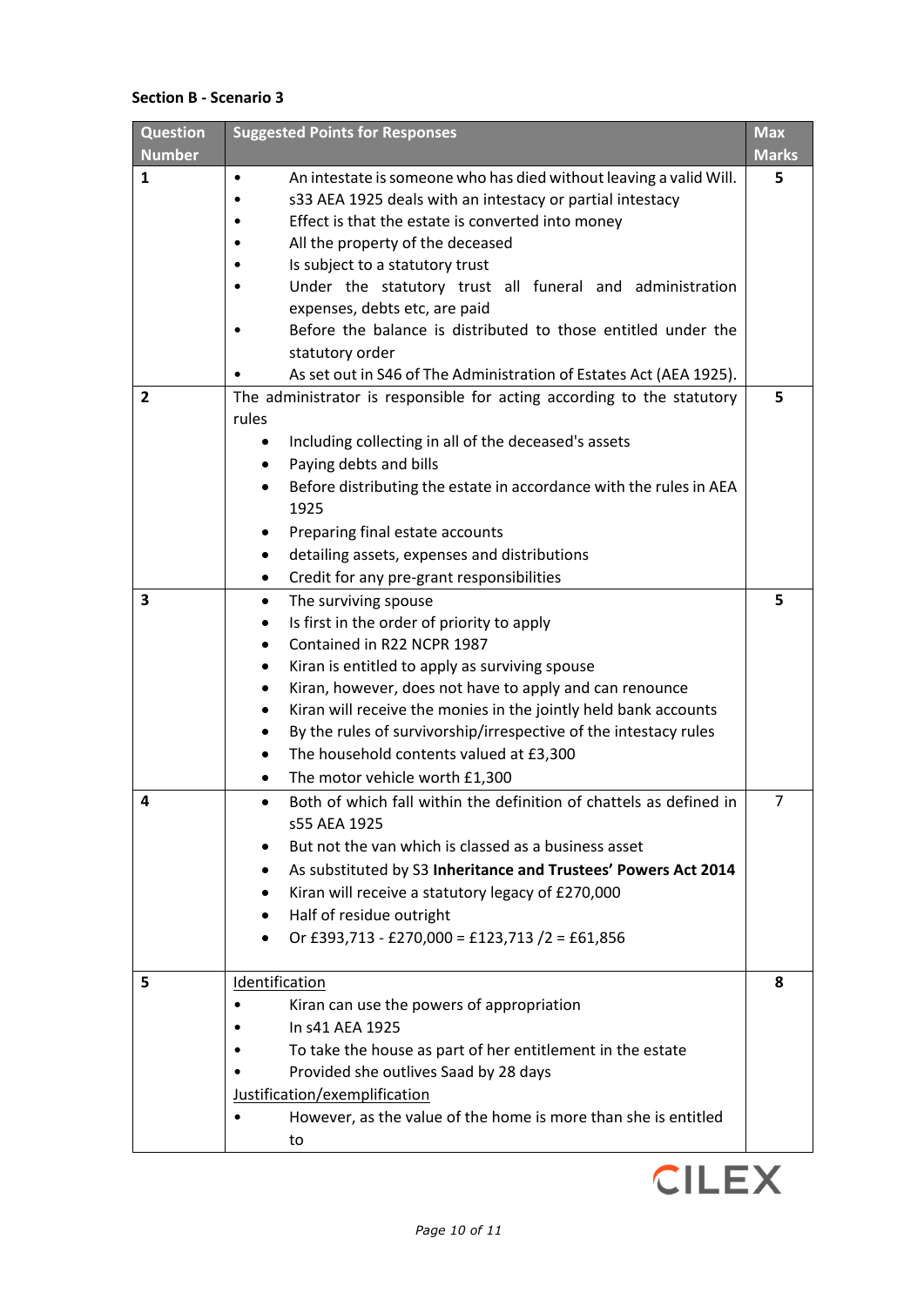**Section B - Scenario 3**

| Question Number | Suggested Points for Responses | Max Marks |
|---|---|---|
| 1 | • An intestate is someone who has died without leaving a valid Will.<br>• s33 AEA 1925 deals with an intestacy or partial intestacy<br>• Effect is that the estate is converted into money<br>• All the property of the deceased<br>• Is subject to a statutory trust<br>• Under the statutory trust all funeral and administration expenses, debts etc, are paid<br>• Before the balance is distributed to those entitled under the statutory order<br>• As set out in S46 of The Administration of Estates Act (AEA 1925). | 5 |
| 2 | The administrator is responsible for acting according to the statutory rules<br>• Including collecting in all of the deceased's assets<br>• Paying debts and bills<br>• Before distributing the estate in accordance with the rules in AEA 1925<br>• Preparing final estate accounts<br>• detailing assets, expenses and distributions<br>• Credit for any pre-grant responsibilities | 5 |
| 3 | • The surviving spouse<br>• Is first in the order of priority to apply<br>• Contained in R22 NCPR 1987<br>• Kiran is entitled to apply as surviving spouse<br>• Kiran, however, does not have to apply and can renounce<br>• Kiran will receive the monies in the jointly held bank accounts<br>• By the rules of survivorship/irrespective of the intestacy rules<br>• The household contents valued at £3,300<br>• The motor vehicle worth £1,300 | 5 |
| 4 | • Both of which fall within the definition of chattels as defined in s55 AEA 1925<br>• But not the van which is classed as a business asset<br>• As substituted by S3 **Inheritance and Trustees' Powers Act 2014**<br>• Kiran will receive a statutory legacy of £270,000<br>• Half of residue outright<br>• Or £393,713 - £270,000 = £123,713 /2 = £61,856 | 7 |
| 5 | Identification<br>• Kiran can use the powers of appropriation<br>• In s41 AEA 1925<br>• To take the house as part of her entitlement in the estate<br>• Provided she outlives Saad by 28 days<br>Justification/exemplification<br>• However, as the value of the home is more than she is entitled to | **8** |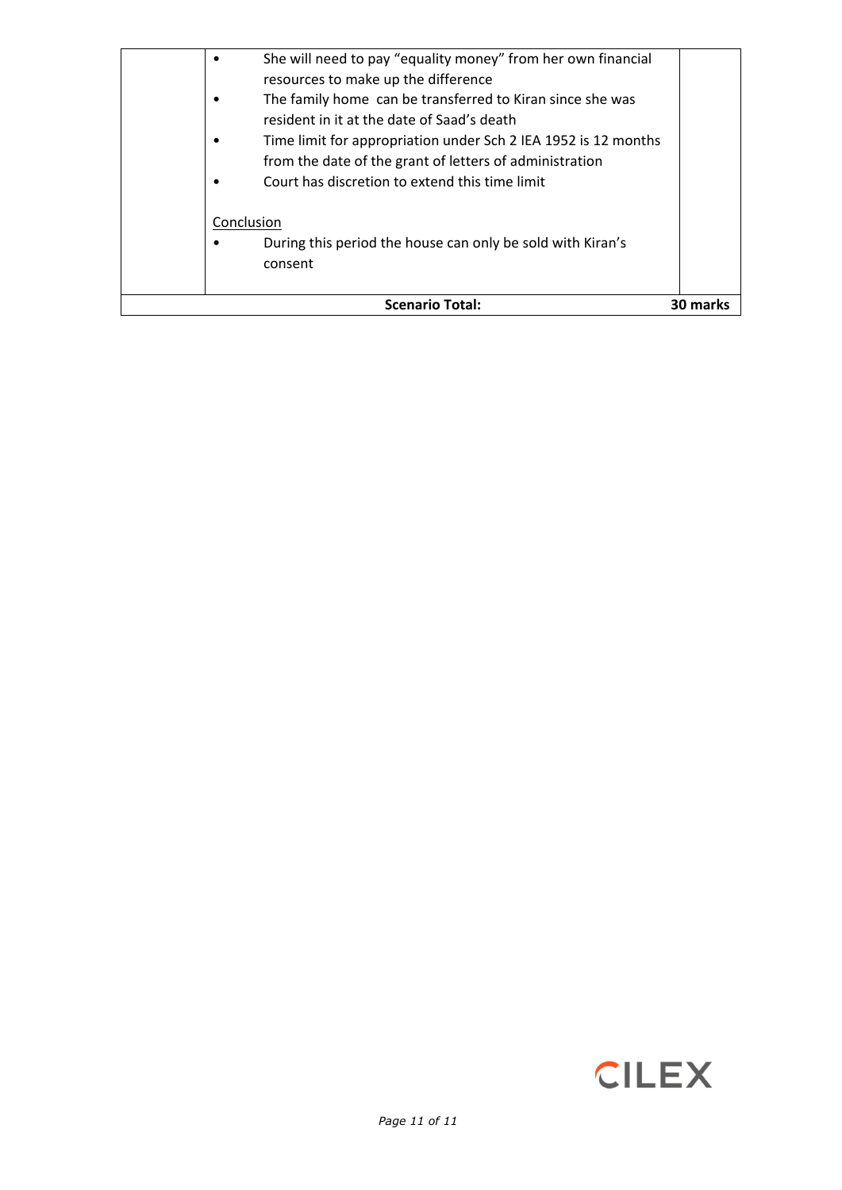| | | |
|---|---|---|
| | • She will need to pay "equality money" from her own financial resources to make up the difference<br>• The family home can be transferred to Kiran since she was resident in it at the date of Saad's death<br>• Time limit for appropriation under Sch 2 IEA 1952 is 12 months from the date of the grant of letters of administration<br>• Court has discretion to extend this time limit<br><br><u>Conclusion</u><br>• During this period the house can only be sold with Kiran's consent | |
| | **Scenario Total:** | **30 marks** |